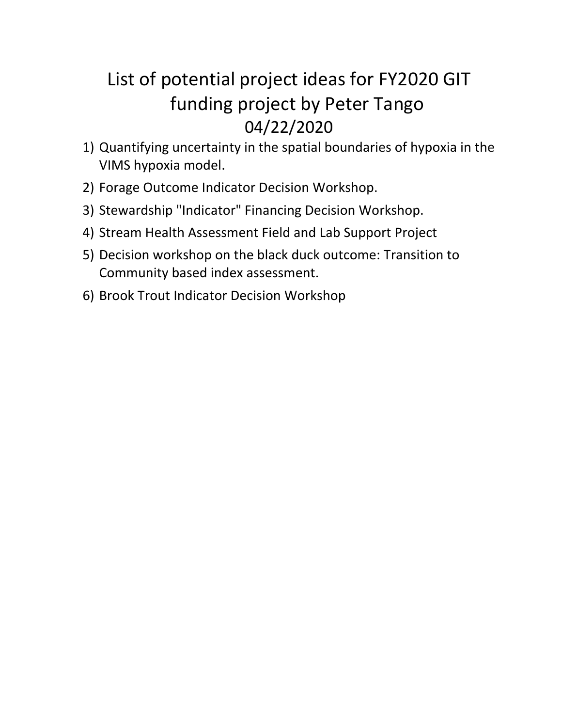# List of potential project ideas for FY2020 GIT funding project by Peter Tango

04/22/2020

1) Quantifying uncertainty in the spatial boundaries of hypoxia in the VIMS hypoxia model.
2) Forage Outcome Indicator Decision Workshop.
3) Stewardship "Indicator" Financing Decision Workshop.
4) Stream Health Assessment Field and Lab Support Project
5) Decision workshop on the black duck outcome: Transition to Community based index assessment.
6) Brook Trout Indicator Decision Workshop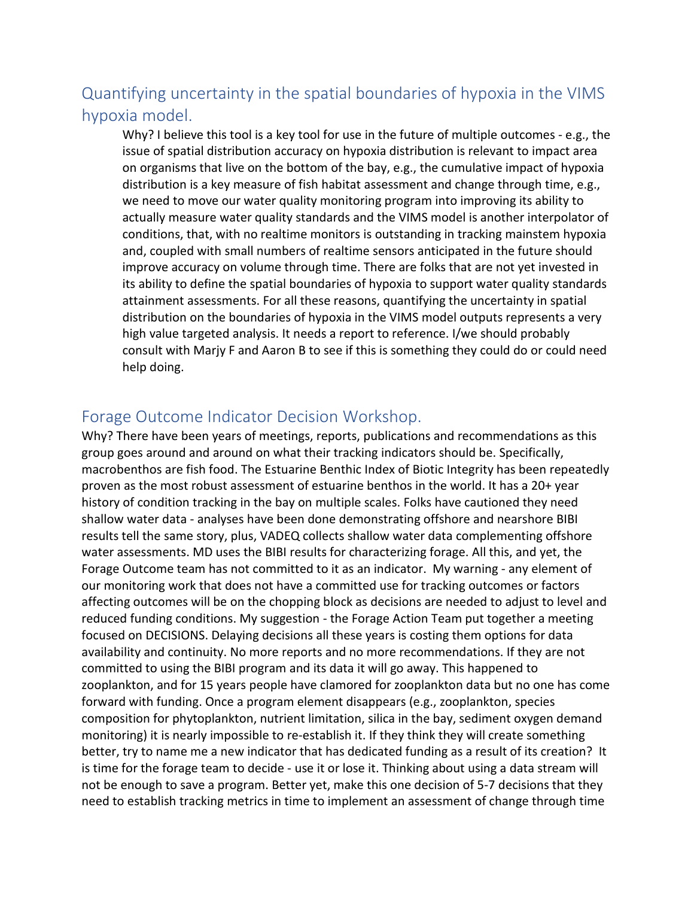## Quantifying uncertainty in the spatial boundaries of hypoxia in the VIMS hypoxia model.

Why? I believe this tool is a key tool for use in the future of multiple outcomes - e.g., the issue of spatial distribution accuracy on hypoxia distribution is relevant to impact area on organisms that live on the bottom of the bay, e.g., the cumulative impact of hypoxia distribution is a key measure of fish habitat assessment and change through time, e.g., we need to move our water quality monitoring program into improving its ability to actually measure water quality standards and the VIMS model is another interpolator of conditions, that, with no realtime monitors is outstanding in tracking mainstem hypoxia and, coupled with small numbers of realtime sensors anticipated in the future should improve accuracy on volume through time. There are folks that are not yet invested in its ability to define the spatial boundaries of hypoxia to support water quality standards attainment assessments. For all these reasons, quantifying the uncertainty in spatial distribution on the boundaries of hypoxia in the VIMS model outputs represents a very high value targeted analysis. It needs a report to reference. I/we should probably consult with Marjy F and Aaron B to see if this is something they could do or could need help doing.

## Forage Outcome Indicator Decision Workshop.

Why? There have been years of meetings, reports, publications and recommendations as this group goes around and around on what their tracking indicators should be. Specifically, macrobenthos are fish food. The Estuarine Benthic Index of Biotic Integrity has been repeatedly proven as the most robust assessment of estuarine benthos in the world. It has a 20+ year history of condition tracking in the bay on multiple scales. Folks have cautioned they need shallow water data - analyses have been done demonstrating offshore and nearshore BIBI results tell the same story, plus, VADEQ collects shallow water data complementing offshore water assessments. MD uses the BIBI results for characterizing forage. All this, and yet, the Forage Outcome team has not committed to it as an indicator. My warning - any element of our monitoring work that does not have a committed use for tracking outcomes or factors affecting outcomes will be on the chopping block as decisions are needed to adjust to level and reduced funding conditions. My suggestion - the Forage Action Team put together a meeting focused on DECISIONS. Delaying decisions all these years is costing them options for data availability and continuity. No more reports and no more recommendations. If they are not committed to using the BIBI program and its data it will go away. This happened to zooplankton, and for 15 years people have clamored for zooplankton data but no one has come forward with funding. Once a program element disappears (e.g., zooplankton, species composition for phytoplankton, nutrient limitation, silica in the bay, sediment oxygen demand monitoring) it is nearly impossible to re-establish it. If they think they will create something better, try to name me a new indicator that has dedicated funding as a result of its creation? It is time for the forage team to decide - use it or lose it. Thinking about using a data stream will not be enough to save a program. Better yet, make this one decision of 5-7 decisions that they need to establish tracking metrics in time to implement an assessment of change through time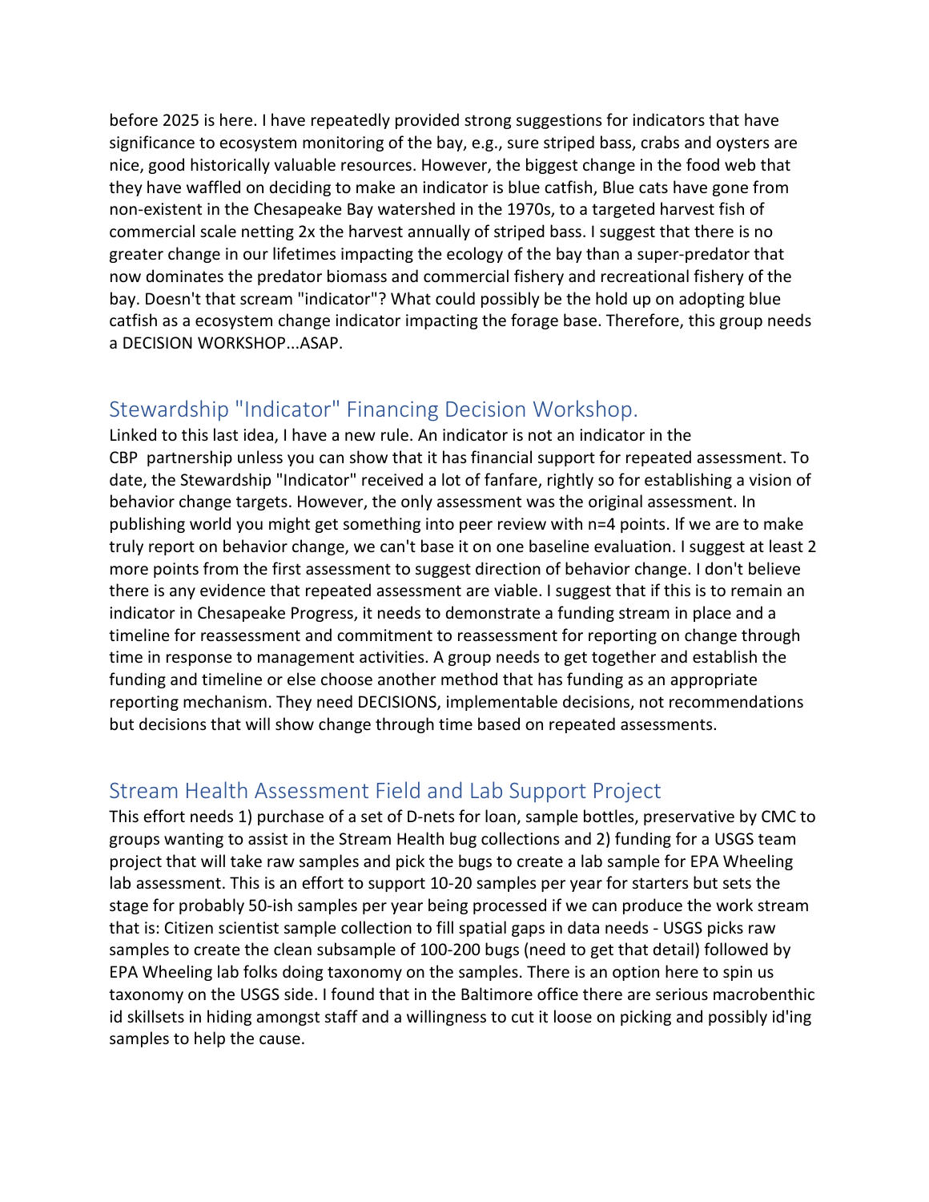before 2025 is here. I have repeatedly provided strong suggestions for indicators that have significance to ecosystem monitoring of the bay, e.g., sure striped bass, crabs and oysters are nice, good historically valuable resources. However, the biggest change in the food web that they have waffled on deciding to make an indicator is blue catfish, Blue cats have gone from non-existent in the Chesapeake Bay watershed in the 1970s, to a targeted harvest fish of commercial scale netting 2x the harvest annually of striped bass. I suggest that there is no greater change in our lifetimes impacting the ecology of the bay than a super-predator that now dominates the predator biomass and commercial fishery and recreational fishery of the bay. Doesn't that scream "indicator"? What could possibly be the hold up on adopting blue catfish as a ecosystem change indicator impacting the forage base. Therefore, this group needs a DECISION WORKSHOP...ASAP.

## Stewardship "Indicator" Financing Decision Workshop.

Linked to this last idea, I have a new rule. An indicator is not an indicator in the CBP partnership unless you can show that it has financial support for repeated assessment. To date, the Stewardship "Indicator" received a lot of fanfare, rightly so for establishing a vision of behavior change targets. However, the only assessment was the original assessment. In publishing world you might get something into peer review with n=4 points. If we are to make truly report on behavior change, we can't base it on one baseline evaluation. I suggest at least 2 more points from the first assessment to suggest direction of behavior change. I don't believe there is any evidence that repeated assessment are viable. I suggest that if this is to remain an indicator in Chesapeake Progress, it needs to demonstrate a funding stream in place and a timeline for reassessment and commitment to reassessment for reporting on change through time in response to management activities. A group needs to get together and establish the funding and timeline or else choose another method that has funding as an appropriate reporting mechanism. They need DECISIONS, implementable decisions, not recommendations but decisions that will show change through time based on repeated assessments.

## Stream Health Assessment Field and Lab Support Project

This effort needs 1) purchase of a set of D-nets for loan, sample bottles, preservative by CMC to groups wanting to assist in the Stream Health bug collections and 2) funding for a USGS team project that will take raw samples and pick the bugs to create a lab sample for EPA Wheeling lab assessment. This is an effort to support 10-20 samples per year for starters but sets the stage for probably 50-ish samples per year being processed if we can produce the work stream that is: Citizen scientist sample collection to fill spatial gaps in data needs - USGS picks raw samples to create the clean subsample of 100-200 bugs (need to get that detail) followed by EPA Wheeling lab folks doing taxonomy on the samples. There is an option here to spin us taxonomy on the USGS side. I found that in the Baltimore office there are serious macrobenthic id skillsets in hiding amongst staff and a willingness to cut it loose on picking and possibly id'ing samples to help the cause.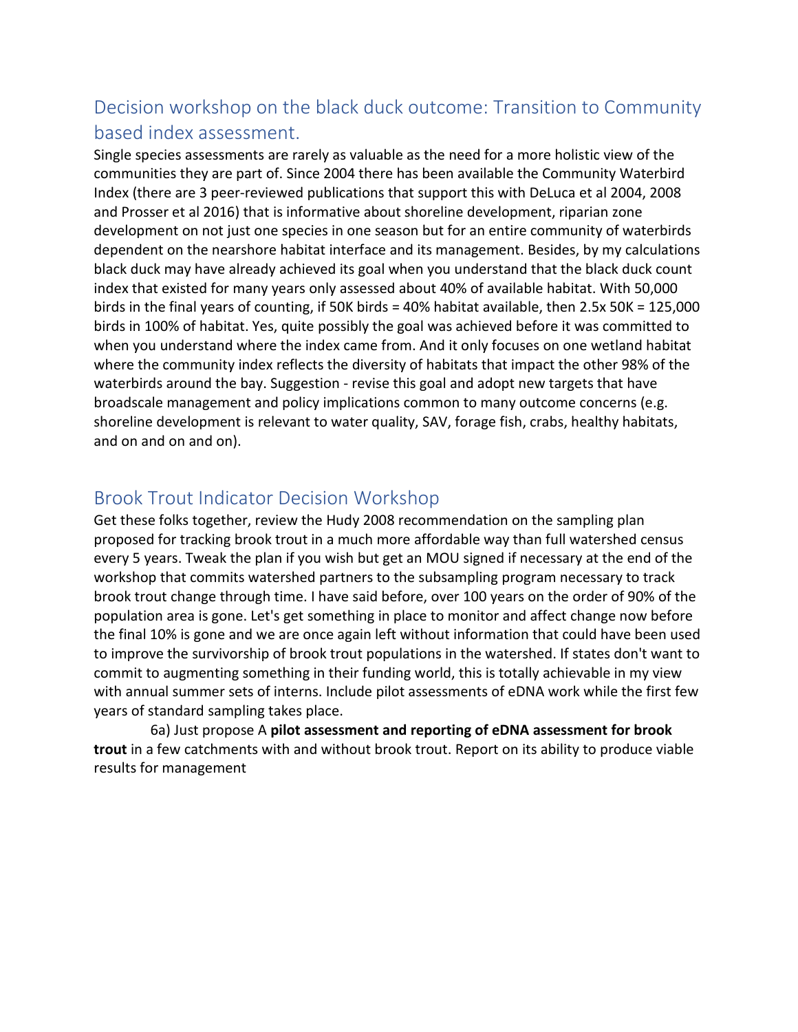## Decision workshop on the black duck outcome: Transition to Community based index assessment.

Single species assessments are rarely as valuable as the need for a more holistic view of the communities they are part of. Since 2004 there has been available the Community Waterbird Index (there are 3 peer-reviewed publications that support this with DeLuca et al 2004, 2008 and Prosser et al 2016) that is informative about shoreline development, riparian zone development on not just one species in one season but for an entire community of waterbirds dependent on the nearshore habitat interface and its management. Besides, by my calculations black duck may have already achieved its goal when you understand that the black duck count index that existed for many years only assessed about 40% of available habitat. With 50,000 birds in the final years of counting, if 50K birds = 40% habitat available, then 2.5x 50K = 125,000 birds in 100% of habitat. Yes, quite possibly the goal was achieved before it was committed to when you understand where the index came from. And it only focuses on one wetland habitat where the community index reflects the diversity of habitats that impact the other 98% of the waterbirds around the bay. Suggestion - revise this goal and adopt new targets that have broadscale management and policy implications common to many outcome concerns (e.g. shoreline development is relevant to water quality, SAV, forage fish, crabs, healthy habitats, and on and on and on).

## Brook Trout Indicator Decision Workshop

Get these folks together, review the Hudy 2008 recommendation on the sampling plan proposed for tracking brook trout in a much more affordable way than full watershed census every 5 years. Tweak the plan if you wish but get an MOU signed if necessary at the end of the workshop that commits watershed partners to the subsampling program necessary to track brook trout change through time. I have said before, over 100 years on the order of 90% of the population area is gone. Let's get something in place to monitor and affect change now before the final 10% is gone and we are once again left without information that could have been used to improve the survivorship of brook trout populations in the watershed. If states don't want to commit to augmenting something in their funding world, this is totally achievable in my view with annual summer sets of interns. Include pilot assessments of eDNA work while the first few years of standard sampling takes place.

6a) Just propose A **pilot assessment and reporting of eDNA assessment for brook trout** in a few catchments with and without brook trout. Report on its ability to produce viable results for management